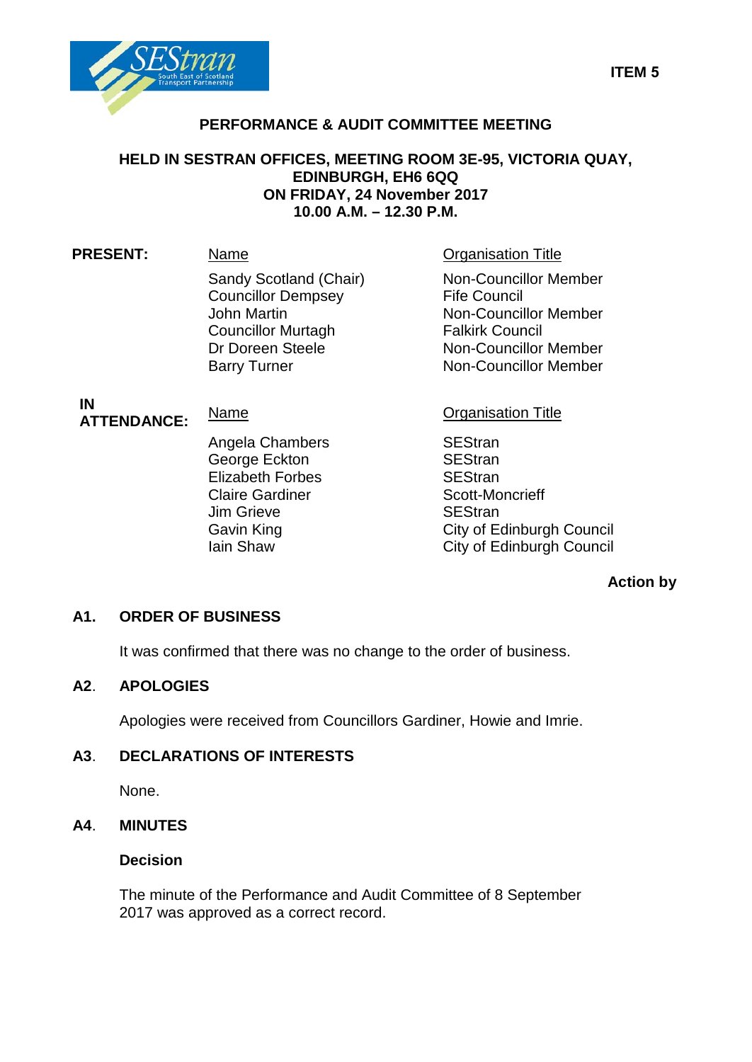**ITEM 5**

# PERFORMANCE & AUDIT COMMITTEE MEETING

**HELD IN SESTRAN OFFICES, MEETING ROOM 3E-95, VICTORIA QUAY, EDINBURGH, EH6 6QQ**
**ON FRIDAY, 24 November 2017**
**10.00 A.M. – 12.30 P.M.**

**PRESENT:**

| Name | Organisation Title |
| --- | --- |
| Sandy Scotland (Chair) | Non-Councillor Member |
| Councillor Dempsey | Fife Council |
| John Martin | Non-Councillor Member |
| Councillor Murtagh | Falkirk Council |
| Dr Doreen Steele | Non-Councillor Member |
| Barry Turner | Non-Councillor Member |

**IN ATTENDANCE:**

| Name | Organisation Title |
| --- | --- |
| Angela Chambers | SEStran |
| George Eckton | SEStran |
| Elizabeth Forbes | SEStran |
| Claire Gardiner | Scott-Moncrieff |
| Jim Grieve | SEStran |
| Gavin King | City of Edinburgh Council |
| Iain Shaw | City of Edinburgh Council |

**Action by**

## A1. ORDER OF BUSINESS

It was confirmed that there was no change to the order of business.

## A2. APOLOGIES

Apologies were received from Councillors Gardiner, Howie and Imrie.

## A3. DECLARATIONS OF INTERESTS

None.

## A4. MINUTES

**Decision**

The minute of the Performance and Audit Committee of 8 September 2017 was approved as a correct record.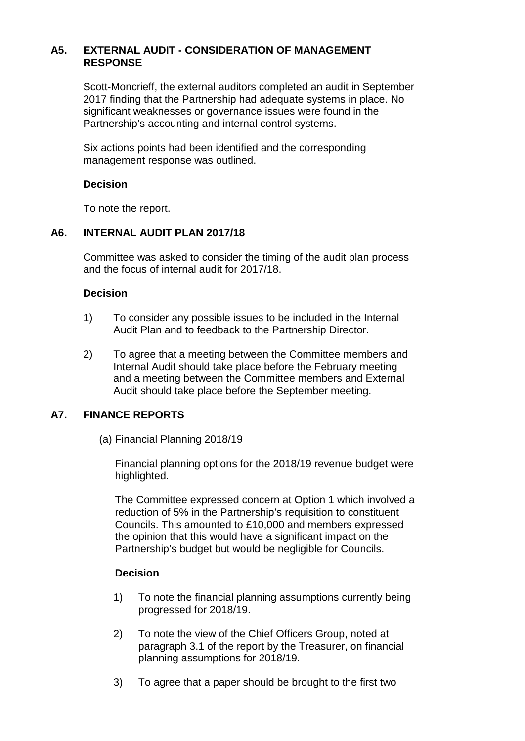## A5. EXTERNAL AUDIT - CONSIDERATION OF MANAGEMENT RESPONSE

Scott-Moncrieff, the external auditors completed an audit in September 2017 finding that the Partnership had adequate systems in place. No significant weaknesses or governance issues were found in the Partnership's accounting and internal control systems.

Six actions points had been identified and the corresponding management response was outlined.

**Decision**

To note the report.

## A6. INTERNAL AUDIT PLAN 2017/18

Committee was asked to consider the timing of the audit plan process and the focus of internal audit for 2017/18.

**Decision**

1) To consider any possible issues to be included in the Internal Audit Plan and to feedback to the Partnership Director.

2) To agree that a meeting between the Committee members and Internal Audit should take place before the February meeting and a meeting between the Committee members and External Audit should take place before the September meeting.

## A7. FINANCE REPORTS

(a) Financial Planning 2018/19

Financial planning options for the 2018/19 revenue budget were highlighted.

The Committee expressed concern at Option 1 which involved a reduction of 5% in the Partnership's requisition to constituent Councils. This amounted to £10,000 and members expressed the opinion that this would have a significant impact on the Partnership's budget but would be negligible for Councils.

**Decision**

1) To note the financial planning assumptions currently being progressed for 2018/19.

2) To note the view of the Chief Officers Group, noted at paragraph 3.1 of the report by the Treasurer, on financial planning assumptions for 2018/19.

3) To agree that a paper should be brought to the first two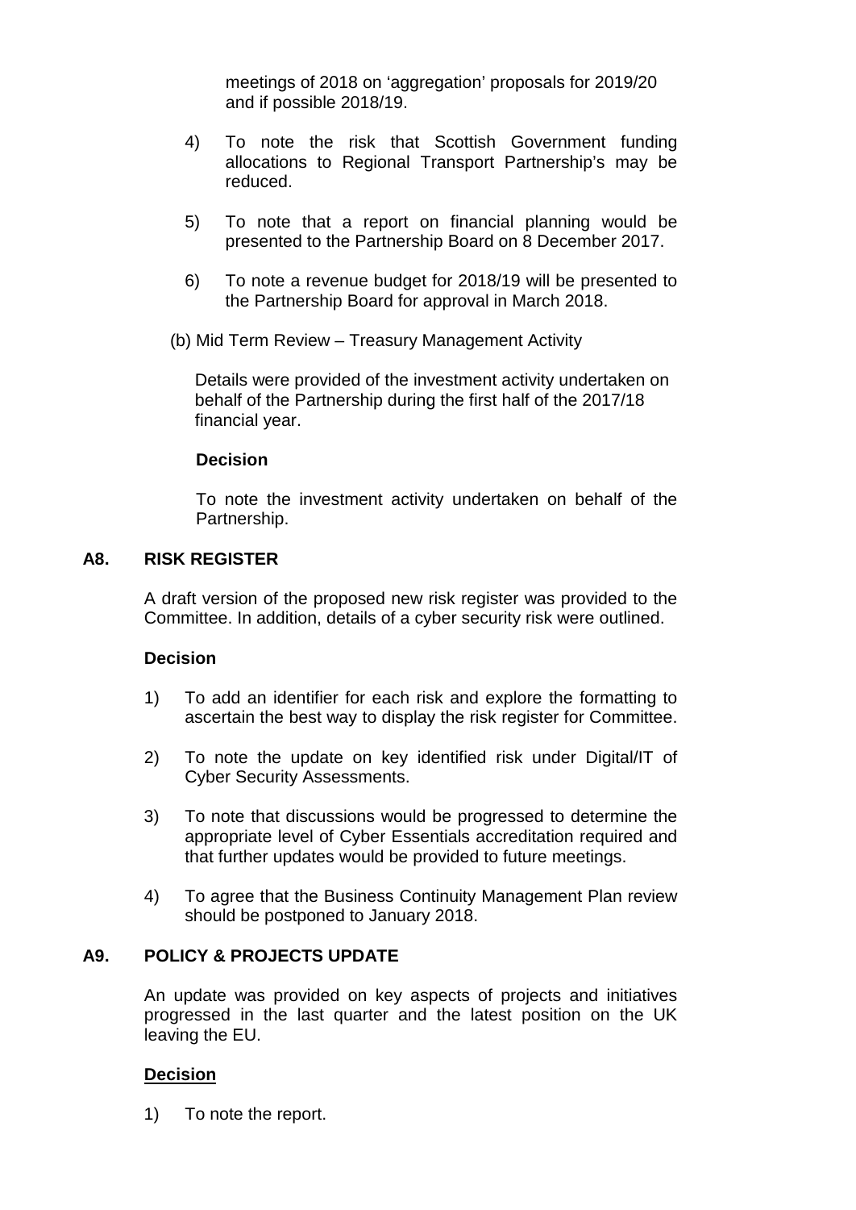meetings of 2018 on 'aggregation' proposals for 2019/20 and if possible 2018/19.

4) To note the risk that Scottish Government funding allocations to Regional Transport Partnership's may be reduced.

5) To note that a report on financial planning would be presented to the Partnership Board on 8 December 2017.

6) To note a revenue budget for 2018/19 will be presented to the Partnership Board for approval in March 2018.

(b) Mid Term Review – Treasury Management Activity

Details were provided of the investment activity undertaken on behalf of the Partnership during the first half of the 2017/18 financial year.

**Decision**

To note the investment activity undertaken on behalf of the Partnership.

## A8. RISK REGISTER

A draft version of the proposed new risk register was provided to the Committee. In addition, details of a cyber security risk were outlined.

**Decision**

1) To add an identifier for each risk and explore the formatting to ascertain the best way to display the risk register for Committee.

2) To note the update on key identified risk under Digital/IT of Cyber Security Assessments.

3) To note that discussions would be progressed to determine the appropriate level of Cyber Essentials accreditation required and that further updates would be provided to future meetings.

4) To agree that the Business Continuity Management Plan review should be postponed to January 2018.

## A9. POLICY & PROJECTS UPDATE

An update was provided on key aspects of projects and initiatives progressed in the last quarter and the latest position on the UK leaving the EU.

**Decision**

1) To note the report.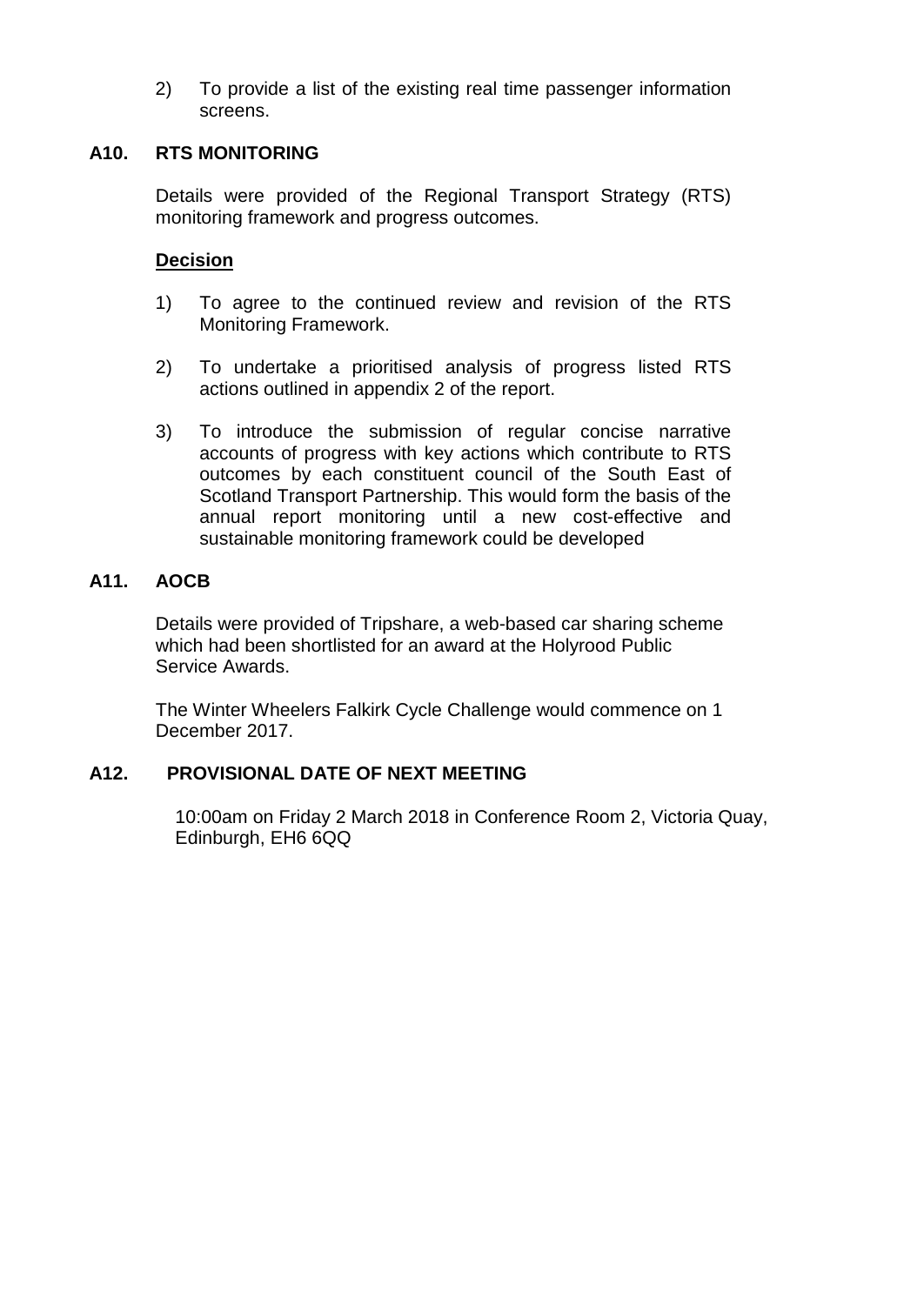2) To provide a list of the existing real time passenger information screens.

## A10. RTS MONITORING

Details were provided of the Regional Transport Strategy (RTS) monitoring framework and progress outcomes.

**Decision**

1) To agree to the continued review and revision of the RTS Monitoring Framework.

2) To undertake a prioritised analysis of progress listed RTS actions outlined in appendix 2 of the report.

3) To introduce the submission of regular concise narrative accounts of progress with key actions which contribute to RTS outcomes by each constituent council of the South East of Scotland Transport Partnership. This would form the basis of the annual report monitoring until a new cost-effective and sustainable monitoring framework could be developed

## A11. AOCB

Details were provided of Tripshare, a web-based car sharing scheme which had been shortlisted for an award at the Holyrood Public Service Awards.

The Winter Wheelers Falkirk Cycle Challenge would commence on 1 December 2017.

## A12. PROVISIONAL DATE OF NEXT MEETING

10:00am on Friday 2 March 2018 in Conference Room 2, Victoria Quay, Edinburgh, EH6 6QQ